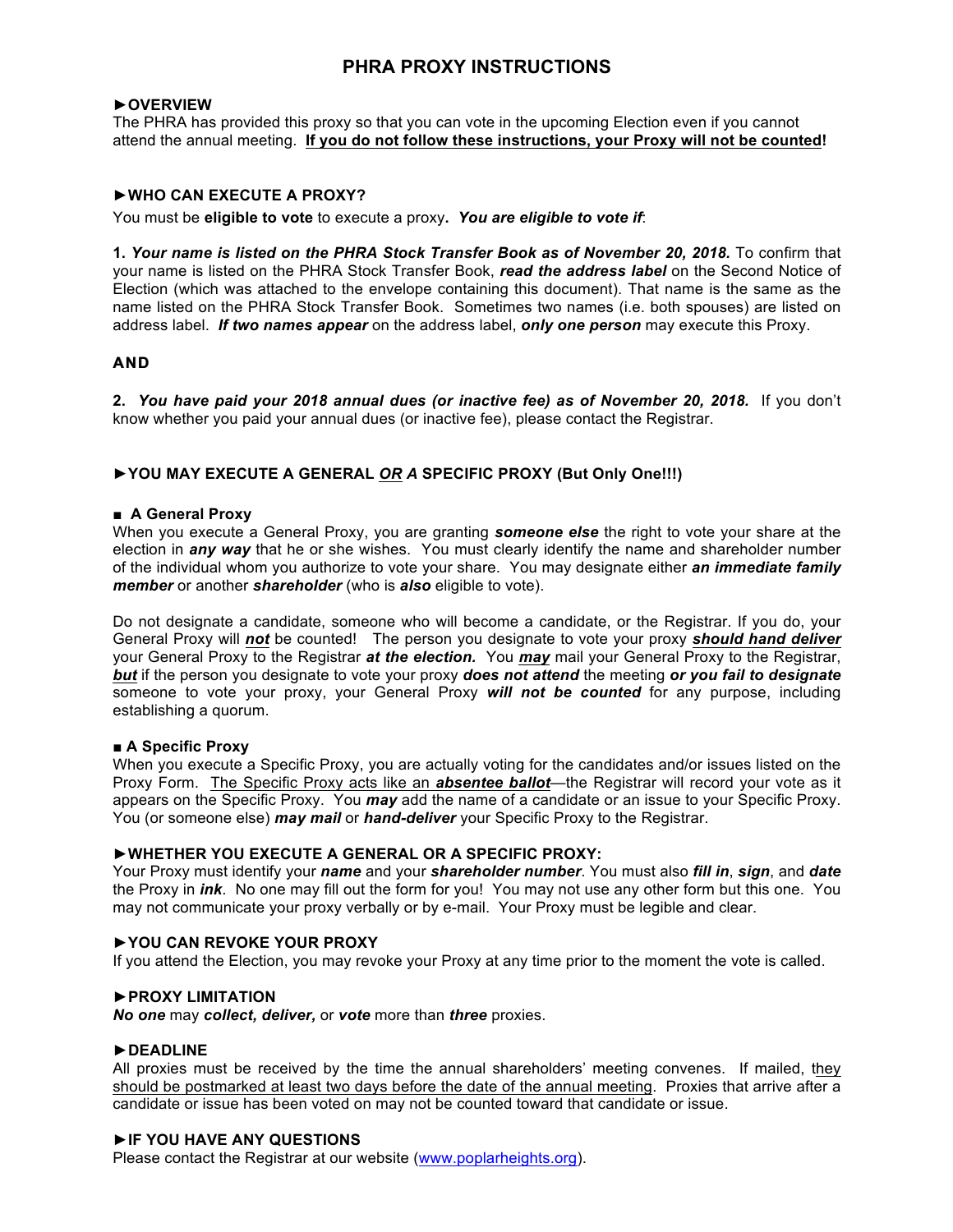# PHRA PROXY INSTRUCTIONS

## ►OVERVIEW

The PHRA has provided this proxy so that you can vote in the upcoming Election even if you cannot attend the annual meeting. **If you do not follow these instructions, your Proxy will not be counted!**

## ►WHO CAN EXECUTE A PROXY?

You must be **eligible to vote** to execute a proxy**.** ***You are eligible to vote if***:

**1.** ***Your name is listed on the PHRA Stock Transfer Book as of November 20, 2018.*** To confirm that your name is listed on the PHRA Stock Transfer Book, ***read the address label*** on the Second Notice of Election (which was attached to the envelope containing this document). That name is the same as the name listed on the PHRA Stock Transfer Book. Sometimes two names (i.e. both spouses) are listed on address label. ***If two names appear*** on the address label, ***only one person*** may execute this Proxy.

**AND**

**2.** ***You have paid your 2018 annual dues (or inactive fee) as of November 20, 2018.*** If you don't know whether you paid your annual dues (or inactive fee), please contact the Registrar.

## ►YOU MAY EXECUTE A GENERAL *OR* A SPECIFIC PROXY (But Only One!!!)

### ■ A General Proxy

When you execute a General Proxy, you are granting ***someone else*** the right to vote your share at the election in ***any way*** that he or she wishes. You must clearly identify the name and shareholder number of the individual whom you authorize to vote your share. You may designate either ***an immediate family member*** or another ***shareholder*** (who is ***also*** eligible to vote).

Do not designate a candidate, someone who will become a candidate, or the Registrar. If you do, your General Proxy will ***not*** be counted! The person you designate to vote your proxy ***should hand deliver*** your General Proxy to the Registrar ***at the election.*** You ***may*** mail your General Proxy to the Registrar, ***but*** if the person you designate to vote your proxy ***does not attend*** the meeting ***or you fail to designate*** someone to vote your proxy, your General Proxy ***will not be counted*** for any purpose, including establishing a quorum.

### ■ A Specific Proxy

When you execute a Specific Proxy, you are actually voting for the candidates and/or issues listed on the Proxy Form. The Specific Proxy acts like an ***absentee ballot***—the Registrar will record your vote as it appears on the Specific Proxy. You ***may*** add the name of a candidate or an issue to your Specific Proxy. You (or someone else) ***may mail*** or ***hand-deliver*** your Specific Proxy to the Registrar.

## ►WHETHER YOU EXECUTE A GENERAL OR A SPECIFIC PROXY:

Your Proxy must identify your ***name*** and your ***shareholder number***. You must also ***fill in***, ***sign***, and ***date*** the Proxy in ***ink***. No one may fill out the form for you! You may not use any other form but this one. You may not communicate your proxy verbally or by e-mail. Your Proxy must be legible and clear.

## ►YOU CAN REVOKE YOUR PROXY

If you attend the Election, you may revoke your Proxy at any time prior to the moment the vote is called.

## ►PROXY LIMITATION

***No one*** may ***collect, deliver,*** or ***vote*** more than ***three*** proxies.

## ►DEADLINE

All proxies must be received by the time the annual shareholders' meeting convenes. If mailed, they should be postmarked at least two days before the date of the annual meeting. Proxies that arrive after a candidate or issue has been voted on may not be counted toward that candidate or issue.

## ►IF YOU HAVE ANY QUESTIONS

Please contact the Registrar at our website (www.poplarheights.org).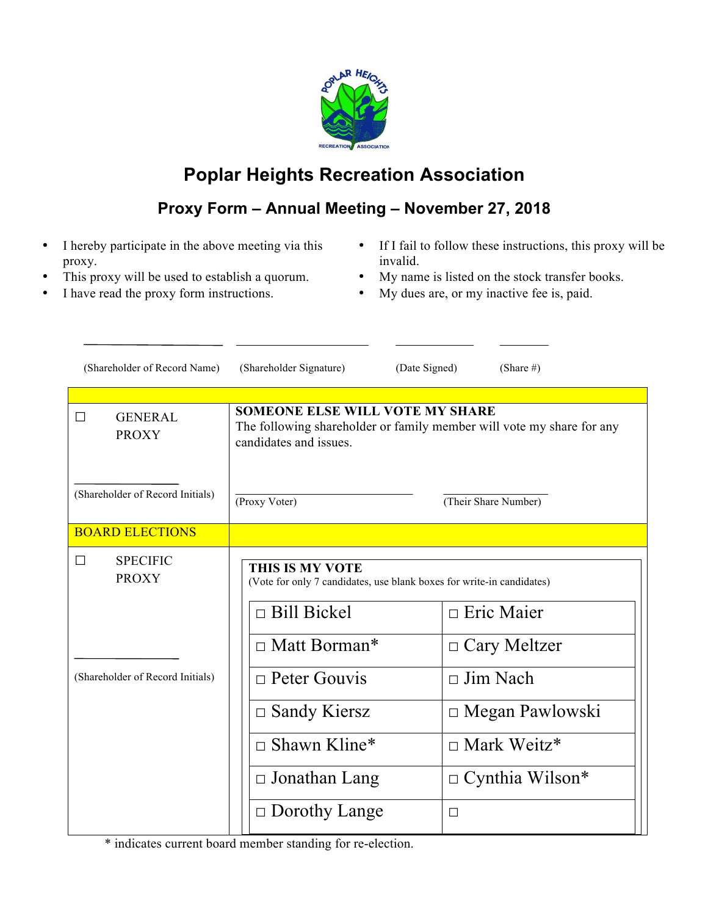# Poplar Heights Recreation Association

## Proxy Form – Annual Meeting – November 27, 2018

- I hereby participate in the above meeting via this proxy.
- This proxy will be used to establish a quorum.
- I have read the proxy form instructions.
- If I fail to follow these instructions, this proxy will be invalid.
- My name is listed on the stock transfer books.
- My dues are, or my inactive fee is, paid.

| | | | |
|---|---|---|---|
| ____________ | ____________ | ____________ | ____________ |
| (Shareholder of Record Name) | (Shareholder Signature) | (Date Signed) | (Share #) |

| | |
|---|---|
| ☐ GENERAL PROXY<br><br>____________<br>(Shareholder of Record Initials) | **SOMEONE ELSE WILL VOTE MY SHARE**<br>The following shareholder or family member will vote my share for any candidates and issues.<br><br>____________ (Proxy Voter)     ____________ (Their Share Number) |
| BOARD ELECTIONS | |
| ☐ SPECIFIC PROXY<br><br>____________<br>(Shareholder of Record Initials) | **THIS IS MY VOTE**<br>(Vote for only 7 candidates, use blank boxes for write-in candidates) |

| | |
|---|---|
| ☐ Bill Bickel | ☐ Eric Maier |
| ☐ Matt Borman* | ☐ Cary Meltzer |
| ☐ Peter Gouvis | ☐ Jim Nach |
| ☐ Sandy Kiersz | ☐ Megan Pawlowski |
| ☐ Shawn Kline* | ☐ Mark Weitz* |
| ☐ Jonathan Lang | ☐ Cynthia Wilson* |
| ☐ Dorothy Lange | ☐ |

\* indicates current board member standing for re-election.